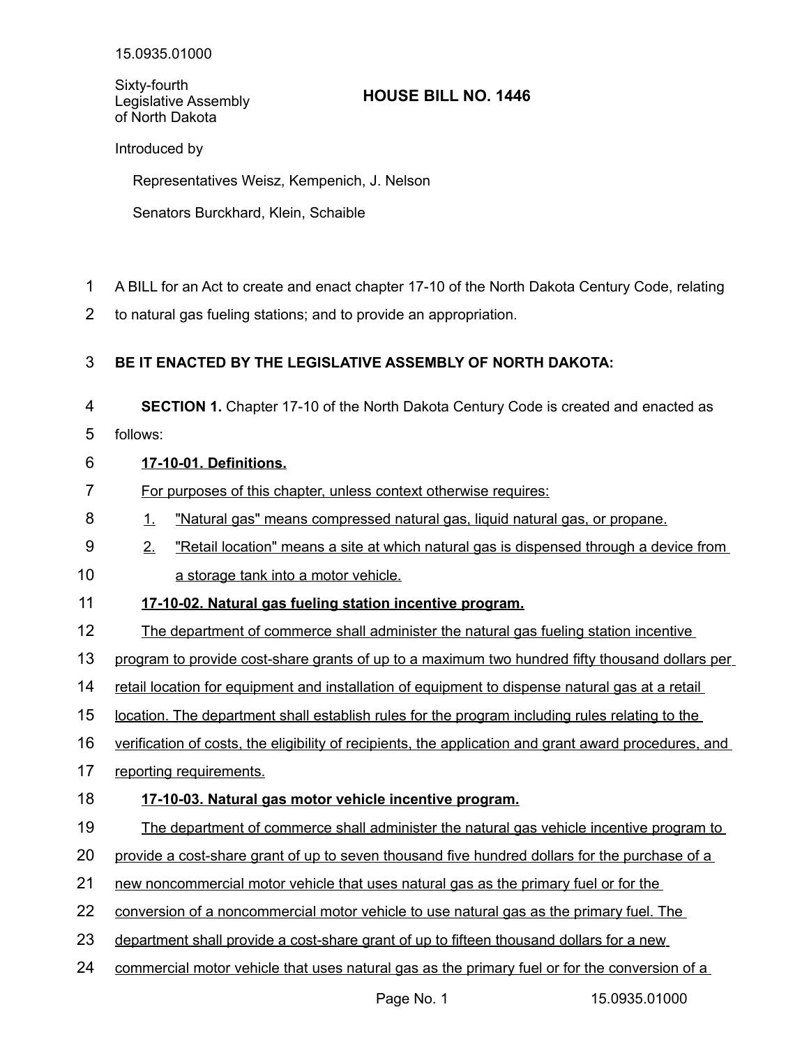15.0935.01000

Sixty-fourth
Legislative Assembly
of North Dakota

# HOUSE BILL NO. 1446

Introduced by

Representatives Weisz, Kempenich, J. Nelson

Senators Burckhard, Klein, Schaible

A BILL for an Act to create and enact chapter 17-10 of the North Dakota Century Code, relating to natural gas fueling stations; and to provide an appropriation.

**BE IT ENACTED BY THE LEGISLATIVE ASSEMBLY OF NORTH DAKOTA:**

**SECTION 1.** Chapter 17-10 of the North Dakota Century Code is created and enacted as follows:

**17-10-01. Definitions.**

For purposes of this chapter, unless context otherwise requires:

1. "Natural gas" means compressed natural gas, liquid natural gas, or propane.
2. "Retail location" means a site at which natural gas is dispensed through a device from a storage tank into a motor vehicle.

**17-10-02. Natural gas fueling station incentive program.**

The department of commerce shall administer the natural gas fueling station incentive program to provide cost-share grants of up to a maximum two hundred fifty thousand dollars per retail location for equipment and installation of equipment to dispense natural gas at a retail location. The department shall establish rules for the program including rules relating to the verification of costs, the eligibility of recipients, the application and grant award procedures, and reporting requirements.

**17-10-03. Natural gas motor vehicle incentive program.**

The department of commerce shall administer the natural gas vehicle incentive program to provide a cost-share grant of up to seven thousand five hundred dollars for the purchase of a new noncommercial motor vehicle that uses natural gas as the primary fuel or for the conversion of a noncommercial motor vehicle to use natural gas as the primary fuel. The department shall provide a cost-share grant of up to fifteen thousand dollars for a new commercial motor vehicle that uses natural gas as the primary fuel or for the conversion of a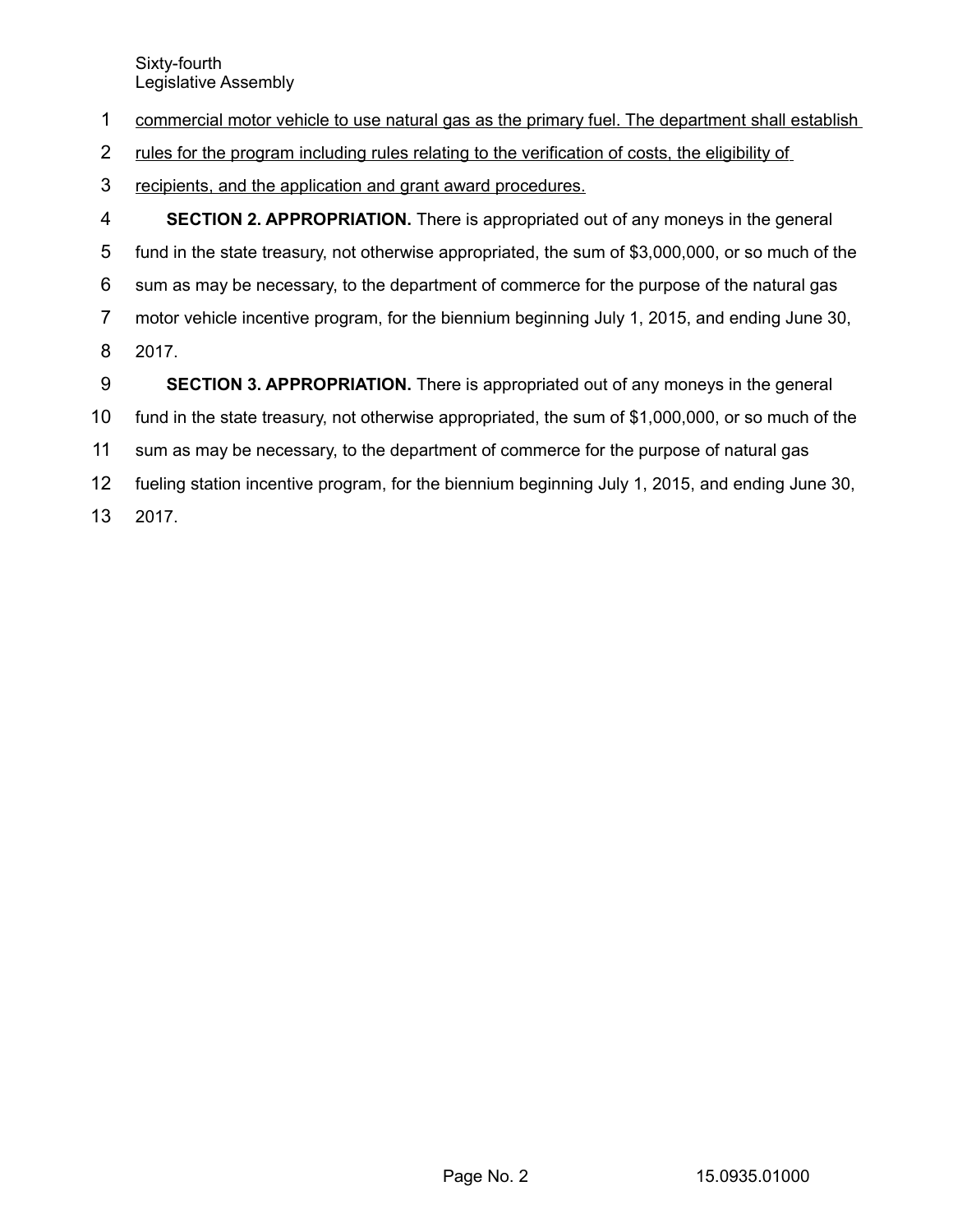commercial motor vehicle to use natural gas as the primary fuel. The department shall establish rules for the program including rules relating to the verification of costs, the eligibility of recipients, and the application and grant award procedures.

**SECTION 2. APPROPRIATION.** There is appropriated out of any moneys in the general fund in the state treasury, not otherwise appropriated, the sum of $3,000,000, or so much of the sum as may be necessary, to the department of commerce for the purpose of the natural gas motor vehicle incentive program, for the biennium beginning July 1, 2015, and ending June 30, 2017.

**SECTION 3. APPROPRIATION.** There is appropriated out of any moneys in the general fund in the state treasury, not otherwise appropriated, the sum of $1,000,000, or so much of the sum as may be necessary, to the department of commerce for the purpose of natural gas fueling station incentive program, for the biennium beginning July 1, 2015, and ending June 30, 2017.